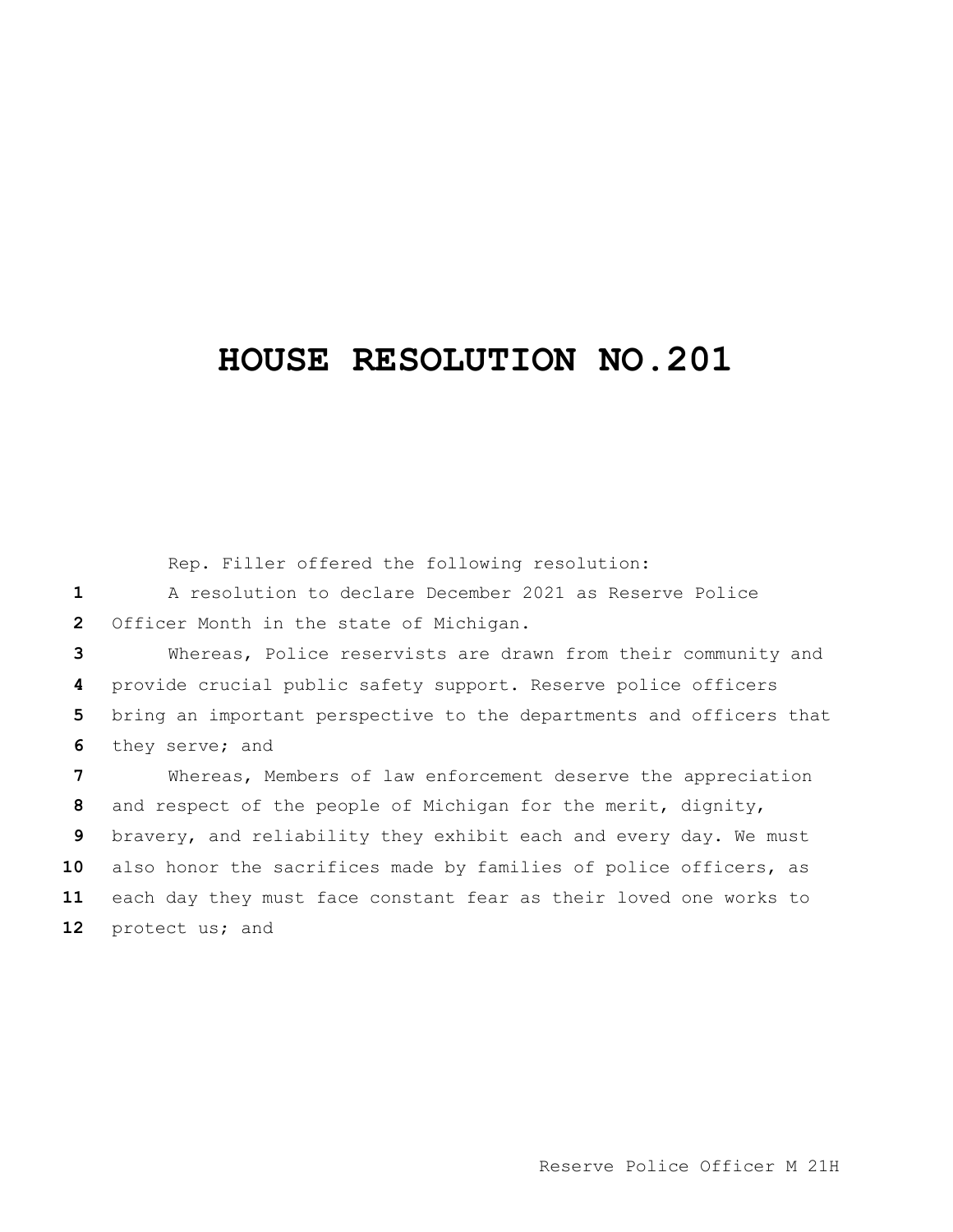# HOUSE RESOLUTION NO.201

Rep. Filler offered the following resolution:

A resolution to declare December 2021 as Reserve Police Officer Month in the state of Michigan.

Whereas, Police reservists are drawn from their community and provide crucial public safety support. Reserve police officers bring an important perspective to the departments and officers that they serve; and

Whereas, Members of law enforcement deserve the appreciation and respect of the people of Michigan for the merit, dignity, bravery, and reliability they exhibit each and every day. We must also honor the sacrifices made by families of police officers, as each day they must face constant fear as their loved one works to protect us; and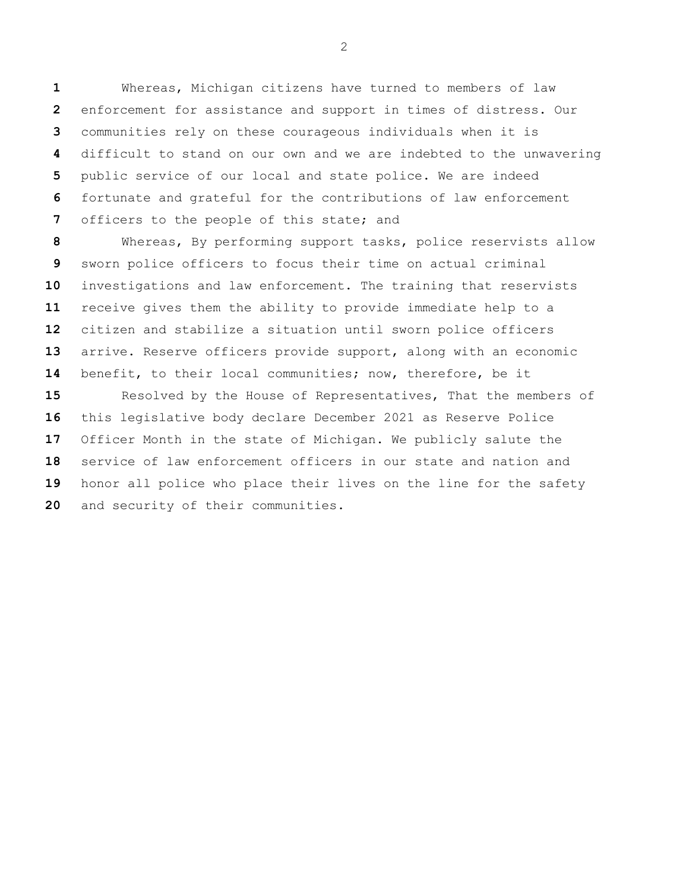Whereas, Michigan citizens have turned to members of law enforcement for assistance and support in times of distress. Our communities rely on these courageous individuals when it is difficult to stand on our own and we are indebted to the unwavering public service of our local and state police. We are indeed fortunate and grateful for the contributions of law enforcement officers to the people of this state; and

Whereas, By performing support tasks, police reservists allow sworn police officers to focus their time on actual criminal investigations and law enforcement. The training that reservists receive gives them the ability to provide immediate help to a citizen and stabilize a situation until sworn police officers arrive. Reserve officers provide support, along with an economic benefit, to their local communities; now, therefore, be it

Resolved by the House of Representatives, That the members of this legislative body declare December 2021 as Reserve Police Officer Month in the state of Michigan. We publicly salute the service of law enforcement officers in our state and nation and honor all police who place their lives on the line for the safety and security of their communities.